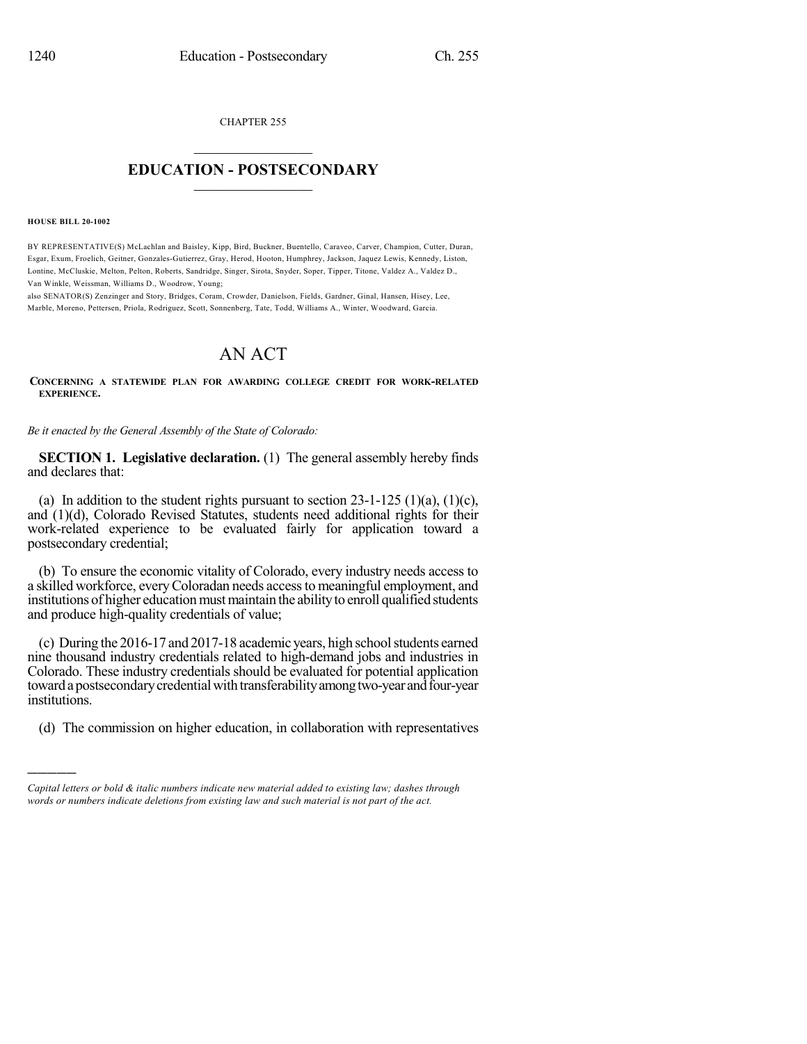CHAPTER 255

# EDUCATION - POSTSECONDARY

**HOUSE BILL 20-1002**

BY REPRESENTATIVE(S) McLachlan and Baisley, Kipp, Bird, Buckner, Buentello, Caraveo, Carver, Champion, Cutter, Duran, Esgar, Exum, Froelich, Geitner, Gonzales-Gutierrez, Gray, Herod, Hooton, Humphrey, Jackson, Jaquez Lewis, Kennedy, Liston, Lontine, McCluskie, Melton, Pelton, Roberts, Sandridge, Singer, Sirota, Snyder, Soper, Tipper, Titone, Valdez A., Valdez D., Van Winkle, Weissman, Williams D., Woodrow, Young;
also SENATOR(S) Zenzinger and Story, Bridges, Coram, Crowder, Danielson, Fields, Gardner, Ginal, Hansen, Hisey, Lee, Marble, Moreno, Pettersen, Priola, Rodriguez, Scott, Sonnenberg, Tate, Todd, Williams A., Winter, Woodward, Garcia.

# AN ACT

**CONCERNING A STATEWIDE PLAN FOR AWARDING COLLEGE CREDIT FOR WORK-RELATED EXPERIENCE.**

*Be it enacted by the General Assembly of the State of Colorado:*

**SECTION 1. Legislative declaration.** (1) The general assembly hereby finds and declares that:

(a) In addition to the student rights pursuant to section 23-1-125 (1)(a), (1)(c), and (1)(d), Colorado Revised Statutes, students need additional rights for their work-related experience to be evaluated fairly for application toward a postsecondary credential;

(b) To ensure the economic vitality of Colorado, every industry needs access to a skilled workforce, every Coloradan needs access to meaningful employment, and institutions of higher education must maintain the ability to enroll qualified students and produce high-quality credentials of value;

(c) During the 2016-17 and 2017-18 academic years, high school students earned nine thousand industry credentials related to high-demand jobs and industries in Colorado. These industry credentials should be evaluated for potential application toward a postsecondary credential with transferability among two-year and four-year institutions.

(d) The commission on higher education, in collaboration with representatives

*Capital letters or bold & italic numbers indicate new material added to existing law; dashes through words or numbers indicate deletions from existing law and such material is not part of the act.*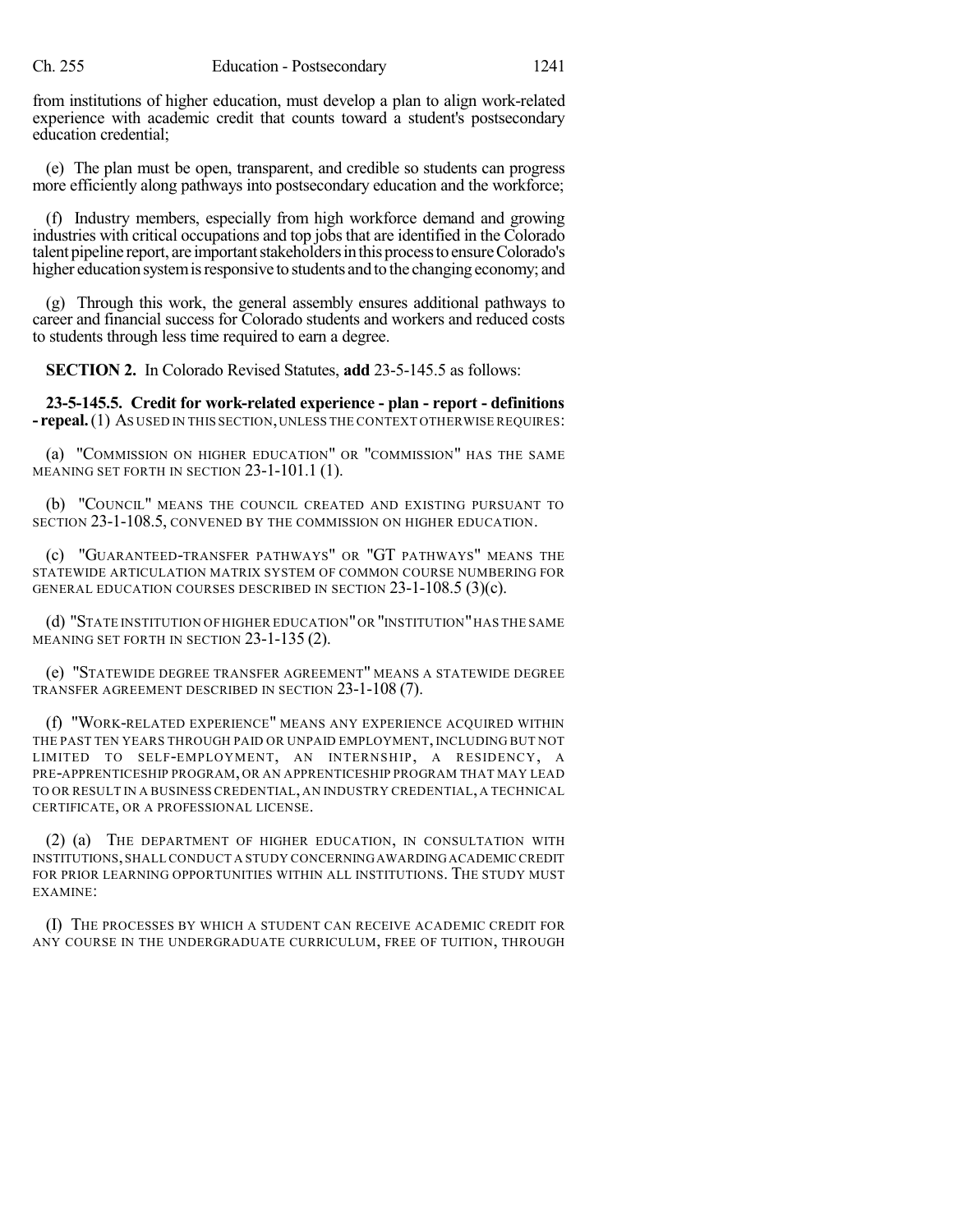from institutions of higher education, must develop a plan to align work-related experience with academic credit that counts toward a student's postsecondary education credential;

(e) The plan must be open, transparent, and credible so students can progress more efficiently along pathways into postsecondary education and the workforce;

(f) Industry members, especially from high workforce demand and growing industries with critical occupations and top jobs that are identified in the Colorado talent pipeline report, are important stakeholders in this process to ensure Colorado's higher education system is responsive to students and to the changing economy; and

(g) Through this work, the general assembly ensures additional pathways to career and financial success for Colorado students and workers and reduced costs to students through less time required to earn a degree.

**SECTION 2.** In Colorado Revised Statutes, **add** 23-5-145.5 as follows:

**23-5-145.5. Credit for work-related experience - plan - report - definitions - repeal.** (1) AS USED IN THIS SECTION, UNLESS THE CONTEXT OTHERWISE REQUIRES:

(a) "COMMISSION ON HIGHER EDUCATION" OR "COMMISSION" HAS THE SAME MEANING SET FORTH IN SECTION 23-1-101.1 (1).

(b) "COUNCIL" MEANS THE COUNCIL CREATED AND EXISTING PURSUANT TO SECTION 23-1-108.5, CONVENED BY THE COMMISSION ON HIGHER EDUCATION.

(c) "GUARANTEED-TRANSFER PATHWAYS" OR "GT PATHWAYS" MEANS THE STATEWIDE ARTICULATION MATRIX SYSTEM OF COMMON COURSE NUMBERING FOR GENERAL EDUCATION COURSES DESCRIBED IN SECTION 23-1-108.5 (3)(c).

(d) "STATE INSTITUTION OF HIGHER EDUCATION" OR "INSTITUTION" HAS THE SAME MEANING SET FORTH IN SECTION 23-1-135 (2).

(e) "STATEWIDE DEGREE TRANSFER AGREEMENT" MEANS A STATEWIDE DEGREE TRANSFER AGREEMENT DESCRIBED IN SECTION 23-1-108 (7).

(f) "WORK-RELATED EXPERIENCE" MEANS ANY EXPERIENCE ACQUIRED WITHIN THE PAST TEN YEARS THROUGH PAID OR UNPAID EMPLOYMENT, INCLUDING BUT NOT LIMITED TO SELF-EMPLOYMENT, AN INTERNSHIP, A RESIDENCY, A PRE-APPRENTICESHIP PROGRAM, OR AN APPRENTICESHIP PROGRAM THAT MAY LEAD TO OR RESULT IN A BUSINESS CREDENTIAL, AN INDUSTRY CREDENTIAL, A TECHNICAL CERTIFICATE, OR A PROFESSIONAL LICENSE.

(2) (a) THE DEPARTMENT OF HIGHER EDUCATION, IN CONSULTATION WITH INSTITUTIONS, SHALL CONDUCT A STUDY CONCERNING AWARDING ACADEMIC CREDIT FOR PRIOR LEARNING OPPORTUNITIES WITHIN ALL INSTITUTIONS. THE STUDY MUST EXAMINE:

(I) THE PROCESSES BY WHICH A STUDENT CAN RECEIVE ACADEMIC CREDIT FOR ANY COURSE IN THE UNDERGRADUATE CURRICULUM, FREE OF TUITION, THROUGH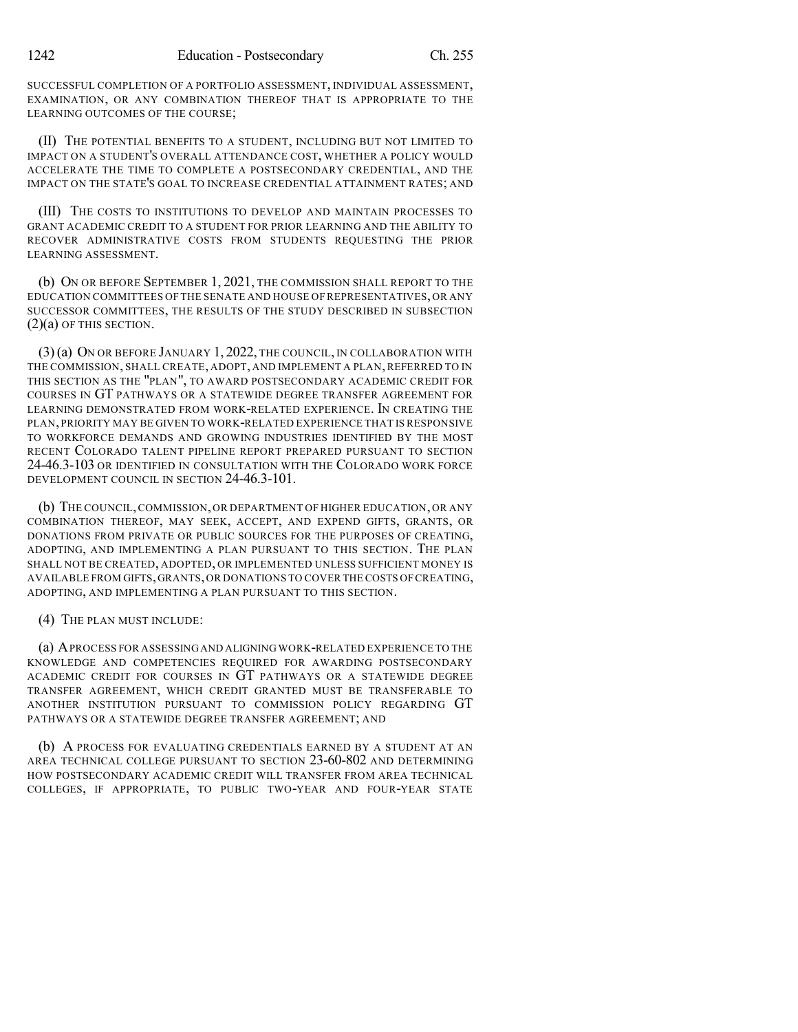SUCCESSFUL COMPLETION OF A PORTFOLIO ASSESSMENT, INDIVIDUAL ASSESSMENT, EXAMINATION, OR ANY COMBINATION THEREOF THAT IS APPROPRIATE TO THE LEARNING OUTCOMES OF THE COURSE;

(II) THE POTENTIAL BENEFITS TO A STUDENT, INCLUDING BUT NOT LIMITED TO IMPACT ON A STUDENT'S OVERALL ATTENDANCE COST, WHETHER A POLICY WOULD ACCELERATE THE TIME TO COMPLETE A POSTSECONDARY CREDENTIAL, AND THE IMPACT ON THE STATE'S GOAL TO INCREASE CREDENTIAL ATTAINMENT RATES; AND

(III) THE COSTS TO INSTITUTIONS TO DEVELOP AND MAINTAIN PROCESSES TO GRANT ACADEMIC CREDIT TO A STUDENT FOR PRIOR LEARNING AND THE ABILITY TO RECOVER ADMINISTRATIVE COSTS FROM STUDENTS REQUESTING THE PRIOR LEARNING ASSESSMENT.

(b) ON OR BEFORE SEPTEMBER 1, 2021, THE COMMISSION SHALL REPORT TO THE EDUCATION COMMITTEES OF THE SENATE AND HOUSE OF REPRESENTATIVES, OR ANY SUCCESSOR COMMITTEES, THE RESULTS OF THE STUDY DESCRIBED IN SUBSECTION (2)(a) OF THIS SECTION.

(3) (a) ON OR BEFORE JANUARY 1, 2022, THE COUNCIL, IN COLLABORATION WITH THE COMMISSION, SHALL CREATE, ADOPT, AND IMPLEMENT A PLAN, REFERRED TO IN THIS SECTION AS THE "PLAN", TO AWARD POSTSECONDARY ACADEMIC CREDIT FOR COURSES IN GT PATHWAYS OR A STATEWIDE DEGREE TRANSFER AGREEMENT FOR LEARNING DEMONSTRATED FROM WORK-RELATED EXPERIENCE. IN CREATING THE PLAN, PRIORITY MAY BE GIVEN TO WORK-RELATED EXPERIENCE THAT IS RESPONSIVE TO WORKFORCE DEMANDS AND GROWING INDUSTRIES IDENTIFIED BY THE MOST RECENT COLORADO TALENT PIPELINE REPORT PREPARED PURSUANT TO SECTION 24-46.3-103 OR IDENTIFIED IN CONSULTATION WITH THE COLORADO WORK FORCE DEVELOPMENT COUNCIL IN SECTION 24-46.3-101.

(b) THE COUNCIL, COMMISSION, OR DEPARTMENT OF HIGHER EDUCATION, OR ANY COMBINATION THEREOF, MAY SEEK, ACCEPT, AND EXPEND GIFTS, GRANTS, OR DONATIONS FROM PRIVATE OR PUBLIC SOURCES FOR THE PURPOSES OF CREATING, ADOPTING, AND IMPLEMENTING A PLAN PURSUANT TO THIS SECTION. THE PLAN SHALL NOT BE CREATED, ADOPTED, OR IMPLEMENTED UNLESS SUFFICIENT MONEY IS AVAILABLE FROM GIFTS, GRANTS, OR DONATIONS TO COVER THE COSTS OF CREATING, ADOPTING, AND IMPLEMENTING A PLAN PURSUANT TO THIS SECTION.

(4) THE PLAN MUST INCLUDE:

(a) A PROCESS FOR ASSESSING AND ALIGNING WORK-RELATED EXPERIENCE TO THE KNOWLEDGE AND COMPETENCIES REQUIRED FOR AWARDING POSTSECONDARY ACADEMIC CREDIT FOR COURSES IN GT PATHWAYS OR A STATEWIDE DEGREE TRANSFER AGREEMENT, WHICH CREDIT GRANTED MUST BE TRANSFERABLE TO ANOTHER INSTITUTION PURSUANT TO COMMISSION POLICY REGARDING GT PATHWAYS OR A STATEWIDE DEGREE TRANSFER AGREEMENT; AND

(b) A PROCESS FOR EVALUATING CREDENTIALS EARNED BY A STUDENT AT AN AREA TECHNICAL COLLEGE PURSUANT TO SECTION 23-60-802 AND DETERMINING HOW POSTSECONDARY ACADEMIC CREDIT WILL TRANSFER FROM AREA TECHNICAL COLLEGES, IF APPROPRIATE, TO PUBLIC TWO-YEAR AND FOUR-YEAR STATE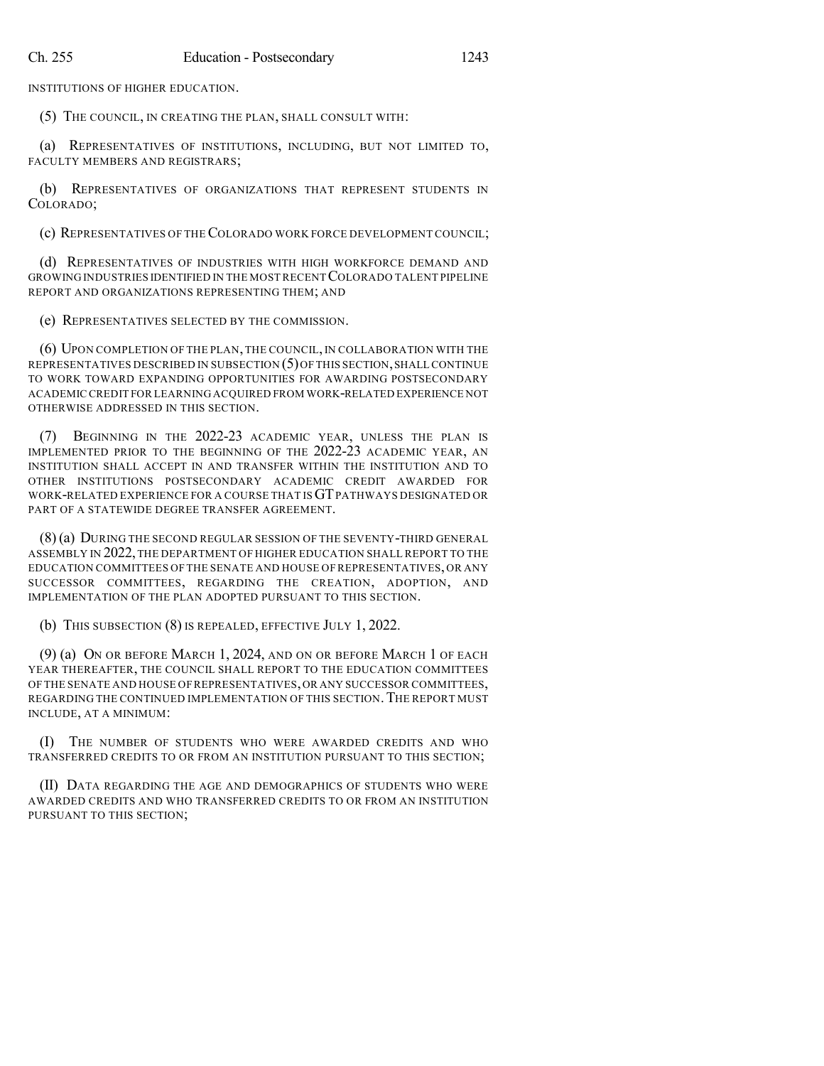INSTITUTIONS OF HIGHER EDUCATION.

(5) THE COUNCIL, IN CREATING THE PLAN, SHALL CONSULT WITH:

(a) REPRESENTATIVES OF INSTITUTIONS, INCLUDING, BUT NOT LIMITED TO, FACULTY MEMBERS AND REGISTRARS;

(b) REPRESENTATIVES OF ORGANIZATIONS THAT REPRESENT STUDENTS IN COLORADO;

(c) REPRESENTATIVES OF THE COLORADO WORK FORCE DEVELOPMENT COUNCIL;

(d) REPRESENTATIVES OF INDUSTRIES WITH HIGH WORKFORCE DEMAND AND GROWING INDUSTRIES IDENTIFIED IN THE MOST RECENT COLORADO TALENT PIPELINE REPORT AND ORGANIZATIONS REPRESENTING THEM; AND

(e) REPRESENTATIVES SELECTED BY THE COMMISSION.

(6) UPON COMPLETION OF THE PLAN, THE COUNCIL, IN COLLABORATION WITH THE REPRESENTATIVES DESCRIBED IN SUBSECTION (5) OF THIS SECTION, SHALL CONTINUE TO WORK TOWARD EXPANDING OPPORTUNITIES FOR AWARDING POSTSECONDARY ACADEMIC CREDIT FOR LEARNING ACQUIRED FROM WORK-RELATED EXPERIENCE NOT OTHERWISE ADDRESSED IN THIS SECTION.

(7) BEGINNING IN THE 2022-23 ACADEMIC YEAR, UNLESS THE PLAN IS IMPLEMENTED PRIOR TO THE BEGINNING OF THE 2022-23 ACADEMIC YEAR, AN INSTITUTION SHALL ACCEPT IN AND TRANSFER WITHIN THE INSTITUTION AND TO OTHER INSTITUTIONS POSTSECONDARY ACADEMIC CREDIT AWARDED FOR WORK-RELATED EXPERIENCE FOR A COURSE THAT IS GT PATHWAYS DESIGNATED OR PART OF A STATEWIDE DEGREE TRANSFER AGREEMENT.

(8) (a) DURING THE SECOND REGULAR SESSION OF THE SEVENTY-THIRD GENERAL ASSEMBLY IN 2022, THE DEPARTMENT OF HIGHER EDUCATION SHALL REPORT TO THE EDUCATION COMMITTEES OF THE SENATE AND HOUSE OF REPRESENTATIVES, OR ANY SUCCESSOR COMMITTEES, REGARDING THE CREATION, ADOPTION, AND IMPLEMENTATION OF THE PLAN ADOPTED PURSUANT TO THIS SECTION.

(b) THIS SUBSECTION (8) IS REPEALED, EFFECTIVE JULY 1, 2022.

(9) (a) ON OR BEFORE MARCH 1, 2024, AND ON OR BEFORE MARCH 1 OF EACH YEAR THEREAFTER, THE COUNCIL SHALL REPORT TO THE EDUCATION COMMITTEES OF THE SENATE AND HOUSE OF REPRESENTATIVES, OR ANY SUCCESSOR COMMITTEES, REGARDING THE CONTINUED IMPLEMENTATION OF THIS SECTION. THE REPORT MUST INCLUDE, AT A MINIMUM:

(I) THE NUMBER OF STUDENTS WHO WERE AWARDED CREDITS AND WHO TRANSFERRED CREDITS TO OR FROM AN INSTITUTION PURSUANT TO THIS SECTION;

(II) DATA REGARDING THE AGE AND DEMOGRAPHICS OF STUDENTS WHO WERE AWARDED CREDITS AND WHO TRANSFERRED CREDITS TO OR FROM AN INSTITUTION PURSUANT TO THIS SECTION;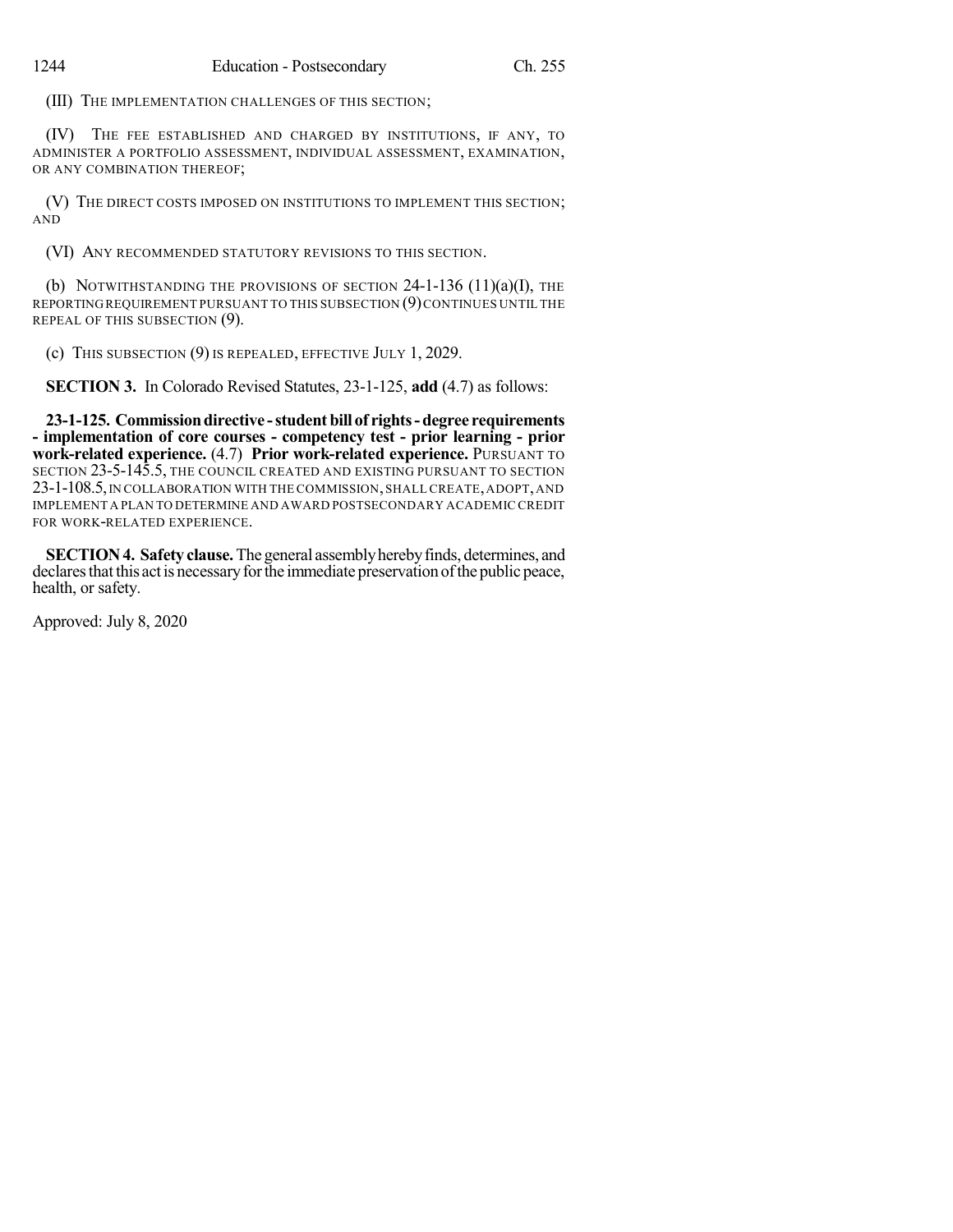(III) THE IMPLEMENTATION CHALLENGES OF THIS SECTION;

(IV) THE FEE ESTABLISHED AND CHARGED BY INSTITUTIONS, IF ANY, TO ADMINISTER A PORTFOLIO ASSESSMENT, INDIVIDUAL ASSESSMENT, EXAMINATION, OR ANY COMBINATION THEREOF;

(V) THE DIRECT COSTS IMPOSED ON INSTITUTIONS TO IMPLEMENT THIS SECTION; AND

(VI) ANY RECOMMENDED STATUTORY REVISIONS TO THIS SECTION.

(b) NOTWITHSTANDING THE PROVISIONS OF SECTION 24-1-136 (11)(a)(I), THE REPORTING REQUIREMENT PURSUANT TO THIS SUBSECTION (9) CONTINUES UNTIL THE REPEAL OF THIS SUBSECTION (9).

(c) THIS SUBSECTION (9) IS REPEALED, EFFECTIVE JULY 1, 2029.

**SECTION 3.** In Colorado Revised Statutes, 23-1-125, **add** (4.7) as follows:

**23-1-125. Commission directive - student bill of rights - degree requirements - implementation of core courses - competency test - prior learning - prior work-related experience.** (4.7) **Prior work-related experience.** PURSUANT TO SECTION 23-5-145.5, THE COUNCIL CREATED AND EXISTING PURSUANT TO SECTION 23-1-108.5, IN COLLABORATION WITH THE COMMISSION, SHALL CREATE, ADOPT, AND IMPLEMENT A PLAN TO DETERMINE AND AWARD POSTSECONDARY ACADEMIC CREDIT FOR WORK-RELATED EXPERIENCE.

**SECTION 4. Safety clause.** The general assembly hereby finds, determines, and declares that this act is necessary for the immediate preservation of the public peace, health, or safety.

Approved: July 8, 2020